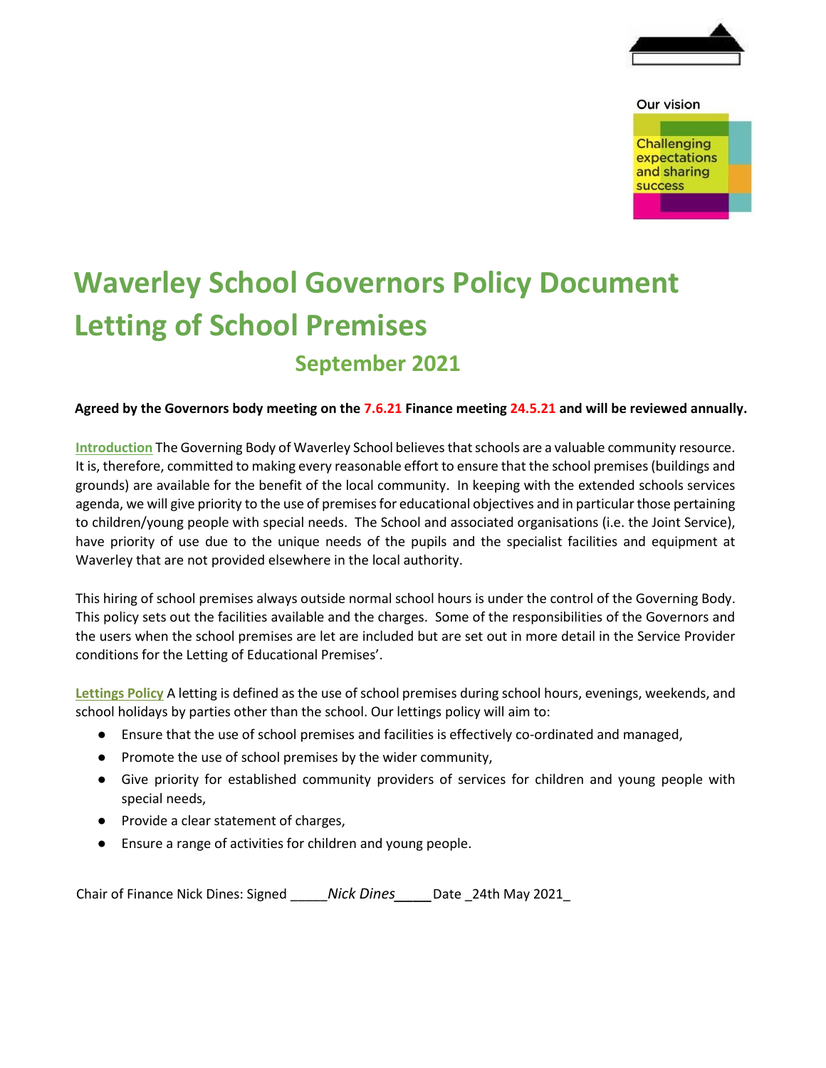Our vision

Challenging expectations and sharing success

# Waverley School Governors Policy Document
# Letting of School Premises
## September 2021

**Agreed by the Governors body meeting on the 7.6.21 Finance meeting 24.5.21 and will be reviewed annually.**

**Introduction** The Governing Body of Waverley School believes that schools are a valuable community resource. It is, therefore, committed to making every reasonable effort to ensure that the school premises (buildings and grounds) are available for the benefit of the local community. In keeping with the extended schools services agenda, we will give priority to the use of premises for educational objectives and in particular those pertaining to children/young people with special needs. The School and associated organisations (i.e. the Joint Service), have priority of use due to the unique needs of the pupils and the specialist facilities and equipment at Waverley that are not provided elsewhere in the local authority.

This hiring of school premises always outside normal school hours is under the control of the Governing Body. This policy sets out the facilities available and the charges. Some of the responsibilities of the Governors and the users when the school premises are let are included but are set out in more detail in the Service Provider conditions for the Letting of Educational Premises'.

**Lettings Policy** A letting is defined as the use of school premises during school hours, evenings, weekends, and school holidays by parties other than the school. Our lettings policy will aim to:

- Ensure that the use of school premises and facilities is effectively co-ordinated and managed,
- Promote the use of school premises by the wider community,
- Give priority for established community providers of services for children and young people with special needs,
- Provide a clear statement of charges,
- Ensure a range of activities for children and young people.

Chair of Finance Nick Dines: Signed _____*Nick Dines*_____ Date _24th May 2021_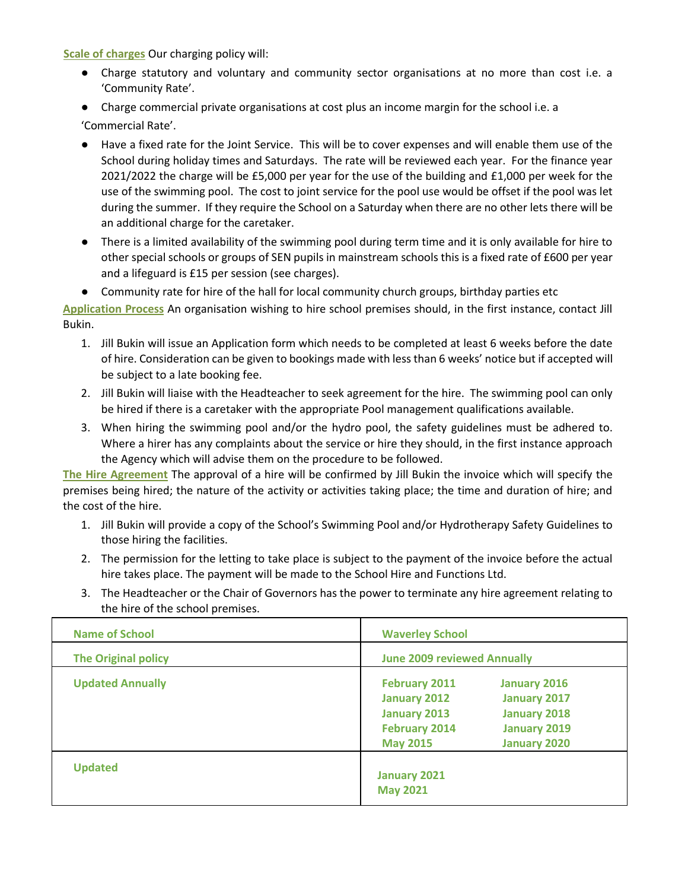**Scale of charges** Our charging policy will:

- Charge statutory and voluntary and community sector organisations at no more than cost i.e. a 'Community Rate'.
- Charge commercial private organisations at cost plus an income margin for the school i.e. a 'Commercial Rate'.
- Have a fixed rate for the Joint Service. This will be to cover expenses and will enable them use of the School during holiday times and Saturdays. The rate will be reviewed each year. For the finance year 2021/2022 the charge will be £5,000 per year for the use of the building and £1,000 per week for the use of the swimming pool. The cost to joint service for the pool use would be offset if the pool was let during the summer. If they require the School on a Saturday when there are no other lets there will be an additional charge for the caretaker.
- There is a limited availability of the swimming pool during term time and it is only available for hire to other special schools or groups of SEN pupils in mainstream schools this is a fixed rate of £600 per year and a lifeguard is £15 per session (see charges).
- Community rate for hire of the hall for local community church groups, birthday parties etc

**Application Process** An organisation wishing to hire school premises should, in the first instance, contact Jill Bukin.

1. Jill Bukin will issue an Application form which needs to be completed at least 6 weeks before the date of hire. Consideration can be given to bookings made with less than 6 weeks' notice but if accepted will be subject to a late booking fee.
2. Jill Bukin will liaise with the Headteacher to seek agreement for the hire. The swimming pool can only be hired if there is a caretaker with the appropriate Pool management qualifications available.
3. When hiring the swimming pool and/or the hydro pool, the safety guidelines must be adhered to. Where a hirer has any complaints about the service or hire they should, in the first instance approach the Agency which will advise them on the procedure to be followed.

**The Hire Agreement** The approval of a hire will be confirmed by Jill Bukin the invoice which will specify the premises being hired; the nature of the activity or activities taking place; the time and duration of hire; and the cost of the hire.

1. Jill Bukin will provide a copy of the School's Swimming Pool and/or Hydrotherapy Safety Guidelines to those hiring the facilities.
2. The permission for the letting to take place is subject to the payment of the invoice before the actual hire takes place. The payment will be made to the School Hire and Functions Ltd.
3. The Headteacher or the Chair of Governors has the power to terminate any hire agreement relating to the hire of the school premises.

| **Name of School** | **Waverley School** |
|---|---|
| **The Original policy** | **June 2009 reviewed Annually** |
| **Updated Annually** | **February 2011**<br>**January 2012**<br>**January 2013**<br>**February 2014**<br>**May 2015**<br>**January 2016**<br>**January 2017**<br>**January 2018**<br>**January 2019**<br>**January 2020** |
| **Updated** | **January 2021**<br>**May 2021** |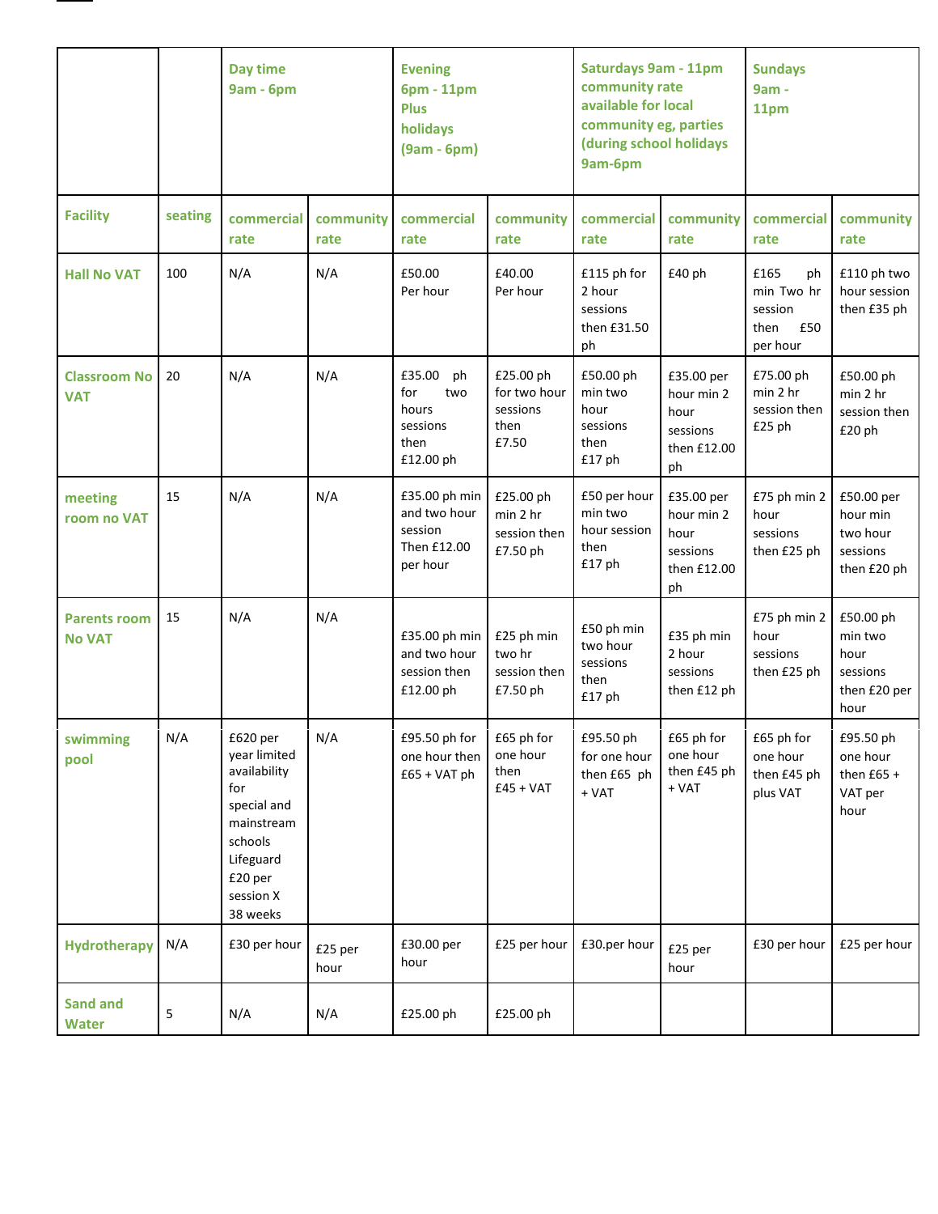| | | Day time 9am - 6pm | | Evening 6pm - 11pm Plus holidays (9am - 6pm) | | Saturdays 9am - 11pm community rate available for local community eg, parties (during school holidays 9am-6pm | | Sundays 9am - 11pm | |
|---|---|---|---|---|---|---|---|---|---|
| **Facility** | **seating** | **commercial rate** | **community rate** | **commercial rate** | **community rate** | **commercial rate** | **community rate** | **commercial rate** | **community rate** |
| **Hall No VAT** | 100 | N/A | N/A | £50.00 Per hour | £40.00 Per hour | £115 ph for 2 hour sessions then £31.50 ph | £40 ph | £165 ph min Two hr session then £50 per hour | £110 ph two hour session then £35 ph |
| **Classroom No VAT** | 20 | N/A | N/A | £35.00 ph for two hours sessions then £12.00 ph | £25.00 ph for two hour sessions then £7.50 | £50.00 ph min two hour sessions then £17 ph | £35.00 per hour min 2 hour sessions then £12.00 ph | £75.00 ph min 2 hr session then £25 ph | £50.00 ph min 2 hr session then £20 ph |
| **meeting room no VAT** | 15 | N/A | N/A | £35.00 ph min and two hour session Then £12.00 per hour | £25.00 ph min 2 hr session then £7.50 ph | £50 per hour min two hour session then £17 ph | £35.00 per hour min 2 hour sessions then £12.00 ph | £75 ph min 2 hour sessions then £25 ph | £50.00 per hour min two hour sessions then £20 ph |
| **Parents room No VAT** | 15 | N/A | N/A | £35.00 ph min and two hour session then £12.00 ph | £25 ph min two hr session then £7.50 ph | £50 ph min two hour sessions then £17 ph | £35 ph min 2 hour sessions then £12 ph | £75 ph min 2 hour sessions then £25 ph | £50.00 ph min two hour sessions then £20 per hour |
| **swimming pool** | N/A | £620 per year limited availability for special and mainstream schools Lifeguard £20 per session X 38 weeks | N/A | £95.50 ph for one hour then £65 + VAT ph | £65 ph for one hour then £45 + VAT | £95.50 ph for one hour then £65 ph + VAT | £65 ph for one hour then £45 ph + VAT | £65 ph for one hour then £45 ph plus VAT | £95.50 ph one hour then £65 + VAT per hour |
| **Hydrotherapy** | N/A | £30 per hour | £25 per hour | £30.00 per hour | £25 per hour | £30.per hour | £25 per hour | £30 per hour | £25 per hour |
| **Sand and Water** | 5 | N/A | N/A | £25.00 ph | £25.00 ph | | | | |